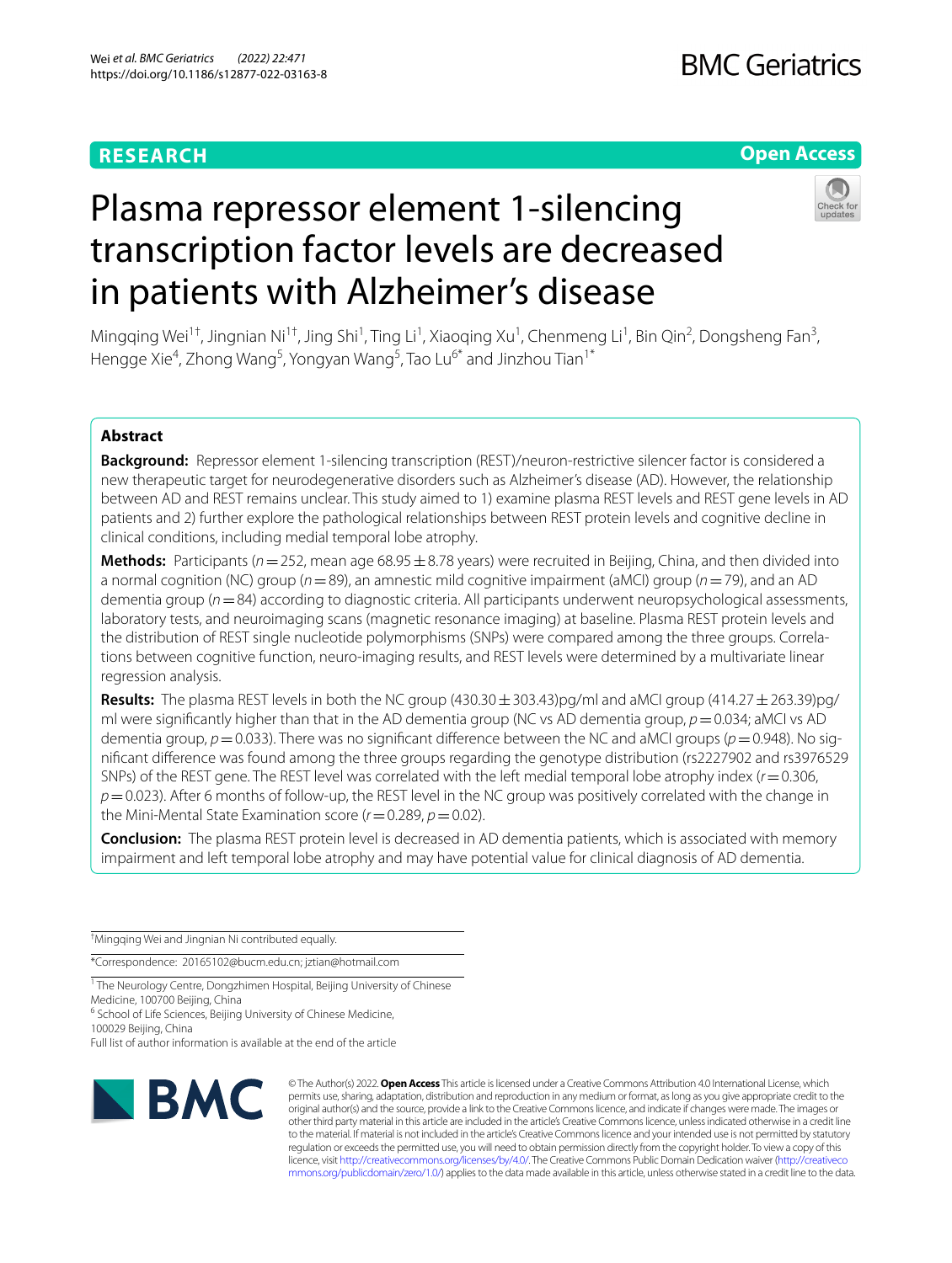RESEARCH

Open Access

# Plasma repressor element 1-silencing transcription factor levels are decreased in patients with Alzheimer's disease

Mingqing Wei[1†], Jingnian Ni[1†], Jing Shi[1], Ting Li[1], Xiaoqing Xu[1], Chenmeng Li[1], Bin Qin[2], Dongsheng Fan[3], Hengge Xie[4], Zhong Wang[5], Yongyan Wang[5], Tao Lu[6*] and Jinzhou Tian[1*]

## Abstract

**Background:** Repressor element 1-silencing transcription (REST)/neuron-restrictive silencer factor is considered a new therapeutic target for neurodegenerative disorders such as Alzheimer's disease (AD). However, the relationship between AD and REST remains unclear. This study aimed to 1) examine plasma REST levels and REST gene levels in AD patients and 2) further explore the pathological relationships between REST protein levels and cognitive decline in clinical conditions, including medial temporal lobe atrophy.

**Methods:** Participants ($n = 252$, mean age $68.95 \pm 8.78$ years) were recruited in Beijing, China, and then divided into a normal cognition (NC) group ($n = 89$), an amnestic mild cognitive impairment (aMCI) group ($n = 79$), and an AD dementia group ($n = 84$) according to diagnostic criteria. All participants underwent neuropsychological assessments, laboratory tests, and neuroimaging scans (magnetic resonance imaging) at baseline. Plasma REST protein levels and the distribution of REST single nucleotide polymorphisms (SNPs) were compared among the three groups. Correlations between cognitive function, neuro-imaging results, and REST levels were determined by a multivariate linear regression analysis.

**Results:** The plasma REST levels in both the NC group ($430.30 \pm 303.43$)pg/ml and aMCI group ($414.27 \pm 263.39$)pg/ml were significantly higher than that in the AD dementia group (NC vs AD dementia group, $p = 0.034$; aMCI vs AD dementia group, $p = 0.033$). There was no significant difference between the NC and aMCI groups ($p = 0.948$). No significant difference was found among the three groups regarding the genotype distribution (rs2227902 and rs3976529 SNPs) of the REST gene. The REST level was correlated with the left medial temporal lobe atrophy index ($r = 0.306$, $p = 0.023$). After 6 months of follow-up, the REST level in the NC group was positively correlated with the change in the Mini-Mental State Examination score ($r = 0.289$, $p = 0.02$).

**Conclusion:** The plasma REST protein level is decreased in AD dementia patients, which is associated with memory impairment and left temporal lobe atrophy and may have potential value for clinical diagnosis of AD dementia.

†Mingqing Wei and Jingnian Ni contributed equally.

*Correspondence: 20165102@bucm.edu.cn; jztian@hotmail.com

[1] The Neurology Centre, Dongzhimen Hospital, Beijing University of Chinese Medicine, 100700 Beijing, China

[6] School of Life Sciences, Beijing University of Chinese Medicine, 100029 Beijing, China

Full list of author information is available at the end of the article

© The Author(s) 2022. **Open Access** This article is licensed under a Creative Commons Attribution 4.0 International License, which permits use, sharing, adaptation, distribution and reproduction in any medium or format, as long as you give appropriate credit to the original author(s) and the source, provide a link to the Creative Commons licence, and indicate if changes were made. The images or other third party material in this article are included in the article's Creative Commons licence, unless indicated otherwise in a credit line to the material. If material is not included in the article's Creative Commons licence and your intended use is not permitted by statutory regulation or exceeds the permitted use, you will need to obtain permission directly from the copyright holder. To view a copy of this licence, visit http://creativecommons.org/licenses/by/4.0/. The Creative Commons Public Domain Dedication waiver (http://creativecommons.org/publicdomain/zero/1.0/) applies to the data made available in this article, unless otherwise stated in a credit line to the data.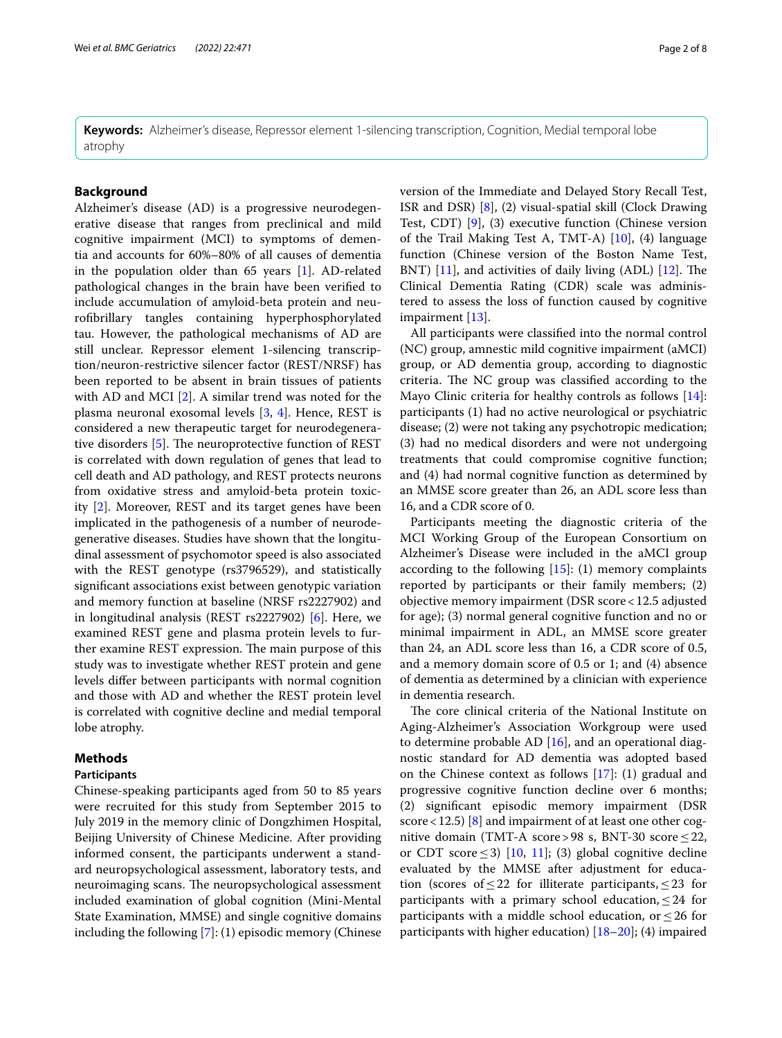**Keywords:** Alzheimer's disease, Repressor element 1-silencing transcription, Cognition, Medial temporal lobe atrophy

## Background

Alzheimer's disease (AD) is a progressive neurodegenerative disease that ranges from preclinical and mild cognitive impairment (MCI) to symptoms of dementia and accounts for 60%–80% of all causes of dementia in the population older than 65 years [1]. AD-related pathological changes in the brain have been verified to include accumulation of amyloid-beta protein and neurofibrillary tangles containing hyperphosphorylated tau. However, the pathological mechanisms of AD are still unclear. Repressor element 1-silencing transcription/neuron-restrictive silencer factor (REST/NRSF) has been reported to be absent in brain tissues of patients with AD and MCI [2]. A similar trend was noted for the plasma neuronal exosomal levels [3, 4]. Hence, REST is considered a new therapeutic target for neurodegenerative disorders [5]. The neuroprotective function of REST is correlated with down regulation of genes that lead to cell death and AD pathology, and REST protects neurons from oxidative stress and amyloid-beta protein toxicity [2]. Moreover, REST and its target genes have been implicated in the pathogenesis of a number of neurodegenerative diseases. Studies have shown that the longitudinal assessment of psychomotor speed is also associated with the REST genotype (rs3796529), and statistically significant associations exist between genotypic variation and memory function at baseline (NRSF rs2227902) and in longitudinal analysis (REST rs2227902) [6]. Here, we examined REST gene and plasma protein levels to further examine REST expression. The main purpose of this study was to investigate whether REST protein and gene levels differ between participants with normal cognition and those with AD and whether the REST protein level is correlated with cognitive decline and medial temporal lobe atrophy.

## Methods

### Participants

Chinese-speaking participants aged from 50 to 85 years were recruited for this study from September 2015 to July 2019 in the memory clinic of Dongzhimen Hospital, Beijing University of Chinese Medicine. After providing informed consent, the participants underwent a standard neuropsychological assessment, laboratory tests, and neuroimaging scans. The neuropsychological assessment included examination of global cognition (Mini-Mental State Examination, MMSE) and single cognitive domains including the following [7]: (1) episodic memory (Chinese version of the Immediate and Delayed Story Recall Test, ISR and DSR) [8], (2) visual-spatial skill (Clock Drawing Test, CDT) [9], (3) executive function (Chinese version of the Trail Making Test A, TMT-A) [10], (4) language function (Chinese version of the Boston Name Test, BNT) [11], and activities of daily living (ADL) [12]. The Clinical Dementia Rating (CDR) scale was administered to assess the loss of function caused by cognitive impairment [13].

All participants were classified into the normal control (NC) group, amnestic mild cognitive impairment (aMCI) group, or AD dementia group, according to diagnostic criteria. The NC group was classified according to the Mayo Clinic criteria for healthy controls as follows [14]: participants (1) had no active neurological or psychiatric disease; (2) were not taking any psychotropic medication; (3) had no medical disorders and were not undergoing treatments that could compromise cognitive function; and (4) had normal cognitive function as determined by an MMSE score greater than 26, an ADL score less than 16, and a CDR score of 0.

Participants meeting the diagnostic criteria of the MCI Working Group of the European Consortium on Alzheimer's Disease were included in the aMCI group according to the following [15]: (1) memory complaints reported by participants or their family members; (2) objective memory impairment (DSR score $<12.5$ adjusted for age); (3) normal general cognitive function and no or minimal impairment in ADL, an MMSE score greater than 24, an ADL score less than 16, a CDR score of 0.5, and a memory domain score of 0.5 or 1; and (4) absence of dementia as determined by a clinician with experience in dementia research.

The core clinical criteria of the National Institute on Aging-Alzheimer's Association Workgroup were used to determine probable AD [16], and an operational diagnostic standard for AD dementia was adopted based on the Chinese context as follows [17]: (1) gradual and progressive cognitive function decline over 6 months; (2) significant episodic memory impairment (DSR score $<12.5$) [8] and impairment of at least one other cognitive domain (TMT-A score $>98$ s, BNT-30 score $\leq 22$, or CDT score $\leq 3$) [10, 11]; (3) global cognitive decline evaluated by the MMSE after adjustment for education (scores of $\leq 22$ for illiterate participants, $\leq 23$ for participants with a primary school education, $\leq 24$ for participants with a middle school education, or $\leq 26$ for participants with higher education) [18–20]; (4) impaired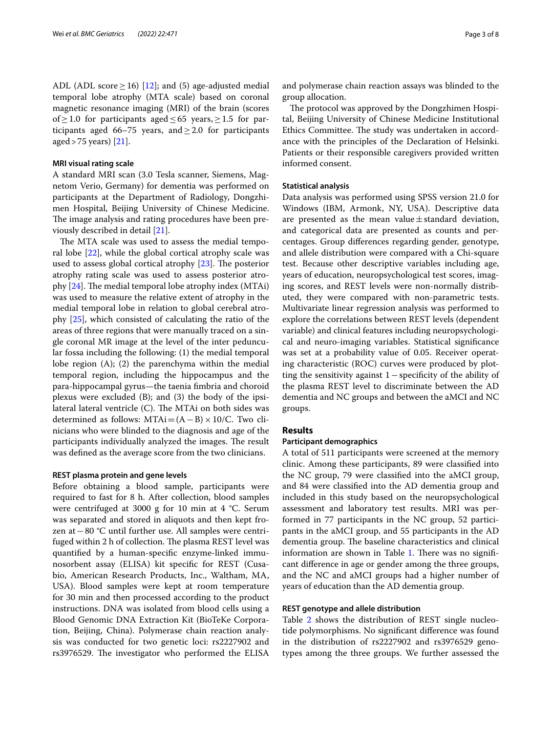ADL (ADL score $\geq 16$) [12]; and (5) age-adjusted medial temporal lobe atrophy (MTA scale) based on coronal magnetic resonance imaging (MRI) of the brain (scores of $\geq 1.0$ for participants aged $\leq 65$ years, $\geq 1.5$ for participants aged 66–75 years, and $\geq 2.0$ for participants aged > 75 years) [21].

#### MRI visual rating scale

A standard MRI scan (3.0 Tesla scanner, Siemens, Magnetom Verio, Germany) for dementia was performed on participants at the Department of Radiology, Dongzhimen Hospital, Beijing University of Chinese Medicine. The image analysis and rating procedures have been previously described in detail [21].

The MTA scale was used to assess the medial temporal lobe [22], while the global cortical atrophy scale was used to assess global cortical atrophy [23]. The posterior atrophy rating scale was used to assess posterior atrophy [24]. The medial temporal lobe atrophy index (MTAi) was used to measure the relative extent of atrophy in the medial temporal lobe in relation to global cerebral atrophy [25], which consisted of calculating the ratio of the areas of three regions that were manually traced on a single coronal MR image at the level of the inter peduncular fossa including the following: (1) the medial temporal lobe region (A); (2) the parenchyma within the medial temporal region, including the hippocampus and the para-hippocampal gyrus—the taenia fimbria and choroid plexus were excluded (B); and (3) the body of the ipsilateral lateral ventricle (C). The MTAi on both sides was determined as follows: $MTAi = (A - B) \times 10/C$. Two clinicians who were blinded to the diagnosis and age of the participants individually analyzed the images. The result was defined as the average score from the two clinicians.

#### REST plasma protein and gene levels

Before obtaining a blood sample, participants were required to fast for 8 h. After collection, blood samples were centrifuged at 3000 g for 10 min at 4 °C. Serum was separated and stored in aliquots and then kept frozen at −80 °C until further use. All samples were centrifuged within 2 h of collection. The plasma REST level was quantified by a human-specific enzyme-linked immunosorbent assay (ELISA) kit specific for REST (Cusabio, American Research Products, Inc., Waltham, MA, USA). Blood samples were kept at room temperature for 30 min and then processed according to the product instructions. DNA was isolated from blood cells using a Blood Genomic DNA Extraction Kit (BioTeKe Corporation, Beijing, China). Polymerase chain reaction analysis was conducted for two genetic loci: rs2227902 and rs3976529. The investigator who performed the ELISA and polymerase chain reaction assays was blinded to the group allocation.

The protocol was approved by the Dongzhimen Hospital, Beijing University of Chinese Medicine Institutional Ethics Committee. The study was undertaken in accordance with the principles of the Declaration of Helsinki. Patients or their responsible caregivers provided written informed consent.

#### Statistical analysis

Data analysis was performed using SPSS version 21.0 for Windows (IBM, Armonk, NY, USA). Descriptive data are presented as the mean value ± standard deviation, and categorical data are presented as counts and percentages. Group differences regarding gender, genotype, and allele distribution were compared with a Chi-square test. Because other descriptive variables including age, years of education, neuropsychological test scores, imaging scores, and REST levels were non-normally distributed, they were compared with non-parametric tests. Multivariate linear regression analysis was performed to explore the correlations between REST levels (dependent variable) and clinical features including neuropsychological and neuro-imaging variables. Statistical significance was set at a probability value of 0.05. Receiver operating characteristic (ROC) curves were produced by plotting the sensitivity against 1 − specificity of the ability of the plasma REST level to discriminate between the AD dementia and NC groups and between the aMCI and NC groups.

## Results

#### Participant demographics

A total of 511 participants were screened at the memory clinic. Among these participants, 89 were classified into the NC group, 79 were classified into the aMCI group, and 84 were classified into the AD dementia group and included in this study based on the neuropsychological assessment and laboratory test results. MRI was performed in 77 participants in the NC group, 52 participants in the aMCI group, and 55 participants in the AD dementia group. The baseline characteristics and clinical information are shown in Table 1. There was no significant difference in age or gender among the three groups, and the NC and aMCI groups had a higher number of years of education than the AD dementia group.

#### REST genotype and allele distribution

Table 2 shows the distribution of REST single nucleotide polymorphisms. No significant difference was found in the distribution of rs2227902 and rs3976529 genotypes among the three groups. We further assessed the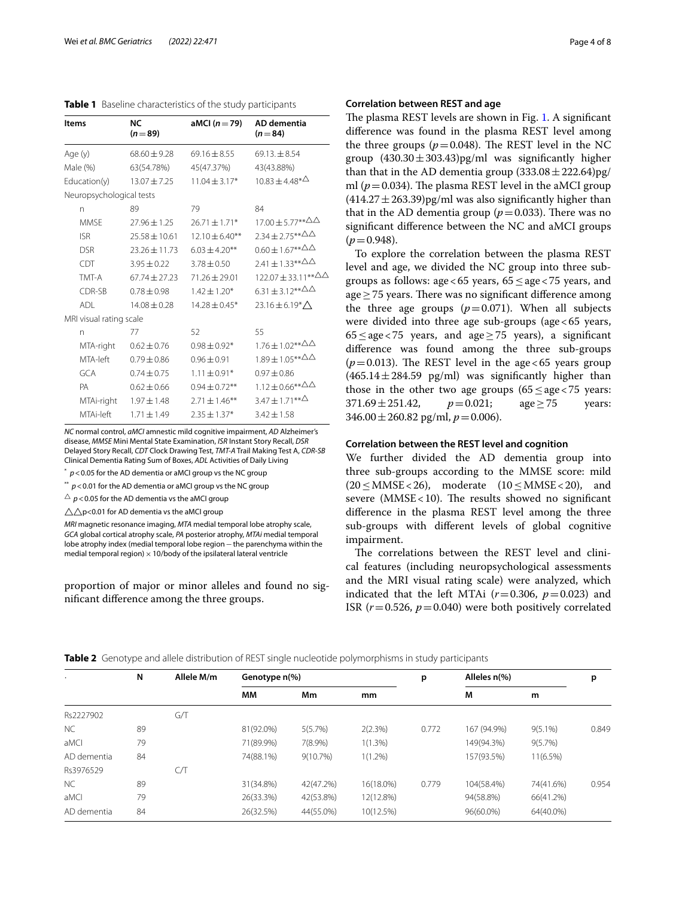**Table 1** Baseline characteristics of the study participants

| Items | NC ($n=89$) | aMCI ($n=79$) | AD dementia ($n=84$) |
|---|---|---|---|
| Age (y) | 68.60 ± 9.28 | 69.16 ± 8.55 | 69.13. ± 8.54 |
| Male (%) | 63(54.78%) | 45(47.37%) | 43(43.88%) |
| Education(y) | 13.07 ± 7.25 | 11.04 ± 3.17* | 10.83 ± 4.48*△ |
| Neuropsychological tests | | | |
| n | 89 | 79 | 84 |
| MMSE | 27.96 ± 1.25 | 26.71 ± 1.71* | 17.00 ± 5.77**△△ |
| ISR | 25.58 ± 10.61 | 12.10 ± 6.40** | 2.34 ± 2.75**△△ |
| DSR | 23.26 ± 11.73 | 6.03 ± 4.20** | 0.60 ± 1.67**△△ |
| CDT | 3.95 ± 0.22 | 3.78 ± 0.50 | 2.41 ± 1.33**△△ |
| TMT-A | 67.74 ± 27.23 | 71.26 ± 29.01 | 122.07 ± 33.11**△△ |
| CDR-SB | 0.78 ± 0.98 | 1.42 ± 1.20* | 6.31 ± 3.12**△△ |
| ADL | 14.08 ± 0.28 | 14.28 ± 0.45* | 23.16 ± 6.19*△ |
| MRI visual rating scale | | | |
| n | 77 | 52 | 55 |
| MTA-right | 0.62 ± 0.76 | 0.98 ± 0.92* | 1.76 ± 1.02**△△ |
| MTA-left | 0.79 ± 0.86 | 0.96 ± 0.91 | 1.89 ± 1.05**△△ |
| GCA | 0.74 ± 0.75 | 1.11 ± 0.91* | 0.97 ± 0.86 |
| PA | 0.62 ± 0.66 | 0.94 ± 0.72** | 1.12 ± 0.66**△△ |
| MTAi-right | 1.97 ± 1.48 | 2.71 ± 1.46** | 3.47 ± 1.71**△ |
| MTAi-left | 1.71 ± 1.49 | 2.35 ± 1.37* | 3.42 ± 1.58 |

*NC* normal control, *aMCI* amnestic mild cognitive impairment, *AD* Alzheimer's disease, *MMSE* Mini Mental State Examination, *ISR* Instant Story Recall, *DSR* Delayed Story Recall, *CDT* Clock Drawing Test, *TMT-A* Trail Making Test A, *CDR-SB* Clinical Dementia Rating Sum of Boxes, *ADL* Activities of Daily Living

\* $p<0.05$ for the AD dementia or aMCI group vs the NC group

\*\* $p<0.01$ for the AD dementia or aMCI group vs the NC group

△ $p<0.05$ for the AD dementia vs the aMCI group

△△p<0.01 for AD dementia vs the aMCI group

*MRI* magnetic resonance imaging, *MTA* medial temporal lobe atrophy scale, *GCA* global cortical atrophy scale, *PA* posterior atrophy, *MTAi* medial temporal lobe atrophy index (medial temporal lobe region − the parenchyma within the medial temporal region) × 10/body of the ipsilateral lateral ventricle

proportion of major or minor alleles and found no significant difference among the three groups.

### Correlation between REST and age

The plasma REST levels are shown in Fig. 1. A significant difference was found in the plasma REST level among the three groups ($p=0.048$). The REST level in the NC group (430.30 ± 303.43)pg/ml was significantly higher than that in the AD dementia group (333.08 ± 222.64)pg/ml ($p=0.034$). The plasma REST level in the aMCI group (414.27 ± 263.39)pg/ml was also significantly higher than that in the AD dementia group ($p=0.033$). There was no significant difference between the NC and aMCI groups ($p=0.948$).

To explore the correlation between the plasma REST level and age, we divided the NC group into three subgroups as follows: age < 65 years, 65 ≤ age < 75 years, and age ≥ 75 years. There was no significant difference among the three age groups ($p=0.071$). When all subjects were divided into three age sub-groups (age < 65 years, 65 ≤ age < 75 years, and age ≥ 75 years), a significant difference was found among the three sub-groups ($p=0.013$). The REST level in the age < 65 years group (465.14 ± 284.59 pg/ml) was significantly higher than those in the other two age groups (65 ≤ age < 75 years: 371.69 ± 251.42, $p=0.021$; age ≥ 75 years: 346.00 ± 260.82 pg/ml, $p=0.006$).

### Correlation between the REST level and cognition

We further divided the AD dementia group into three sub-groups according to the MMSE score: mild (20 ≤ MMSE < 26), moderate (10 ≤ MMSE < 20), and severe (MMSE < 10). The results showed no significant difference in the plasma REST level among the three sub-groups with different levels of global cognitive impairment.

The correlations between the REST level and clinical features (including neuropsychological assessments and the MRI visual rating scale) were analyzed, which indicated that the left MTAi ($r=0.306$, $p=0.023$) and ISR ($r=0.526$, $p=0.040$) were both positively correlated

**Table 2** Genotype and allele distribution of REST single nucleotide polymorphisms in study participants

| · | N | Allele M/m | Genotype n(%) | | | p | Alleles n(%) | | p |
|---|---|---|---|---|---|---|---|---|---|
| | | | MM | Mm | mm | | M | m | |
| Rs2227902 | | G/T | | | | | | | |
| NC | 89 | | 81(92.0%) | 5(5.7%) | 2(2.3%) | 0.772 | 167 (94.9%) | 9(5.1%) | 0.849 |
| aMCI | 79 | | 71(89.9%) | 7(8.9%) | 1(1.3%) | | 149(94.3%) | 9(5.7%) | |
| AD dementia | 84 | | 74(88.1%) | 9(10.7%) | 1(1.2%) | | 157(93.5%) | 11(6.5%) | |
| Rs3976529 | | C/T | | | | | | | |
| NC | 89 | | 31(34.8%) | 42(47.2%) | 16(18.0%) | 0.779 | 104(58.4%) | 74(41.6%) | 0.954 |
| aMCI | 79 | | 26(33.3%) | 42(53.8%) | 12(12.8%) | | 94(58.8%) | 66(41.2%) | |
| AD dementia | 84 | | 26(32.5%) | 44(55.0%) | 10(12.5%) | | 96(60.0%) | 64(40.0%) | |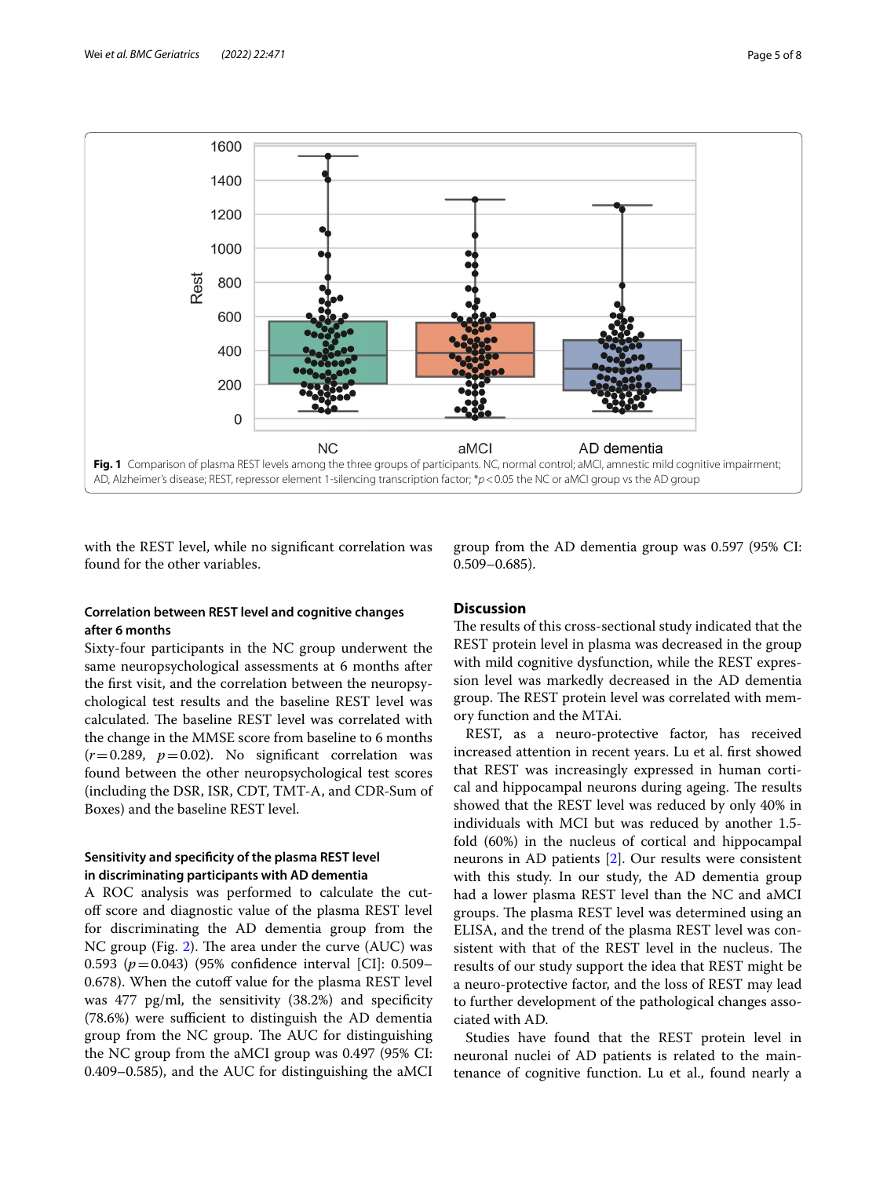Fig. 1 Comparison of plasma REST levels among the three groups of participants. NC, normal control; aMCI, amnestic mild cognitive impairment; AD, Alzheimer's disease; REST, repressor element 1-silencing transcription factor; *$p < 0.05$ the NC or aMCI group vs the AD group

with the REST level, while no significant correlation was found for the other variables.

### Correlation between REST level and cognitive changes after 6 months

Sixty-four participants in the NC group underwent the same neuropsychological assessments at 6 months after the first visit, and the correlation between the neuropsychological test results and the baseline REST level was calculated. The baseline REST level was correlated with the change in the MMSE score from baseline to 6 months ($r = 0.289$, $p = 0.02$). No significant correlation was found between the other neuropsychological test scores (including the DSR, ISR, CDT, TMT-A, and CDR-Sum of Boxes) and the baseline REST level.

### Sensitivity and specificity of the plasma REST level in discriminating participants with AD dementia

A ROC analysis was performed to calculate the cut-off score and diagnostic value of the plasma REST level for discriminating the AD dementia group from the NC group (Fig. 2). The area under the curve (AUC) was 0.593 ($p = 0.043$) (95% confidence interval [CI]: 0.509–0.678). When the cutoff value for the plasma REST level was 477 pg/ml, the sensitivity (38.2%) and specificity (78.6%) were sufficient to distinguish the AD dementia group from the NC group. The AUC for distinguishing the NC group from the aMCI group was 0.497 (95% CI: 0.409–0.585), and the AUC for distinguishing the aMCI group from the AD dementia group was 0.597 (95% CI: 0.509–0.685).

## Discussion

The results of this cross-sectional study indicated that the REST protein level in plasma was decreased in the group with mild cognitive dysfunction, while the REST expression level was markedly decreased in the AD dementia group. The REST protein level was correlated with memory function and the MTAi.

REST, as a neuro-protective factor, has received increased attention in recent years. Lu et al. first showed that REST was increasingly expressed in human cortical and hippocampal neurons during ageing. The results showed that the REST level was reduced by only 40% in individuals with MCI but was reduced by another 1.5-fold (60%) in the nucleus of cortical and hippocampal neurons in AD patients [2]. Our results were consistent with this study. In our study, the AD dementia group had a lower plasma REST level than the NC and aMCI groups. The plasma REST level was determined using an ELISA, and the trend of the plasma REST level was consistent with that of the REST level in the nucleus. The results of our study support the idea that REST might be a neuro-protective factor, and the loss of REST may lead to further development of the pathological changes associated with AD.

Studies have found that the REST protein level in neuronal nuclei of AD patients is related to the maintenance of cognitive function. Lu et al., found nearly a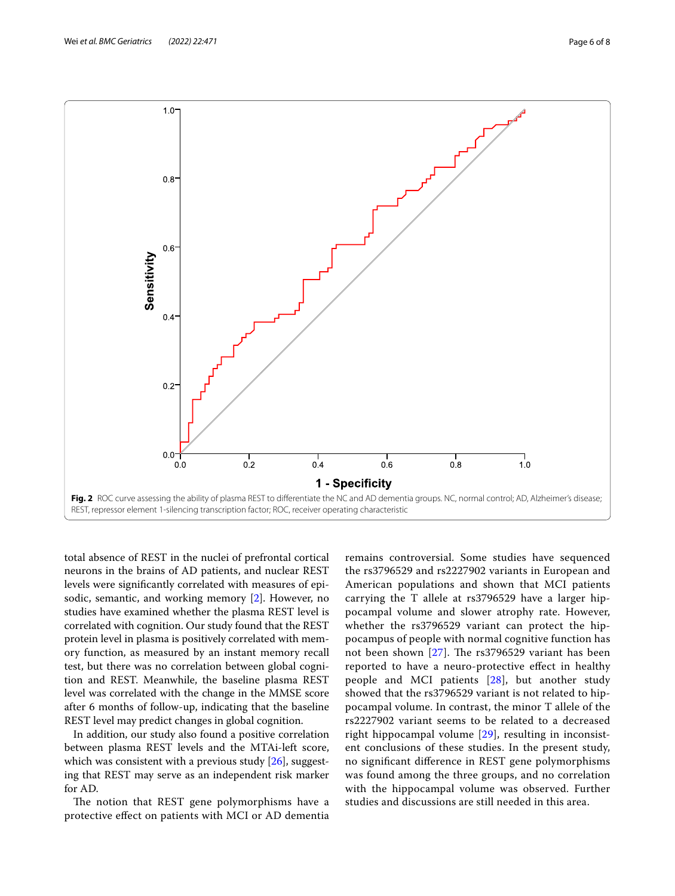Fig. 2 ROC curve assessing the ability of plasma REST to differentiate the NC and AD dementia groups. NC, normal control; AD, Alzheimer's disease; REST, repressor element 1-silencing transcription factor; ROC, receiver operating characteristic

total absence of REST in the nuclei of prefrontal cortical neurons in the brains of AD patients, and nuclear REST levels were significantly correlated with measures of episodic, semantic, and working memory [2]. However, no studies have examined whether the plasma REST level is correlated with cognition. Our study found that the REST protein level in plasma is positively correlated with memory function, as measured by an instant memory recall test, but there was no correlation between global cognition and REST. Meanwhile, the baseline plasma REST level was correlated with the change in the MMSE score after 6 months of follow-up, indicating that the baseline REST level may predict changes in global cognition.

In addition, our study also found a positive correlation between plasma REST levels and the MTAi-left score, which was consistent with a previous study [26], suggesting that REST may serve as an independent risk marker for AD.

The notion that REST gene polymorphisms have a protective effect on patients with MCI or AD dementia remains controversial. Some studies have sequenced the rs3796529 and rs2227902 variants in European and American populations and shown that MCI patients carrying the T allele at rs3796529 have a larger hippocampal volume and slower atrophy rate. However, whether the rs3796529 variant can protect the hippocampus of people with normal cognitive function has not been shown [27]. The rs3796529 variant has been reported to have a neuro-protective effect in healthy people and MCI patients [28], but another study showed that the rs3796529 variant is not related to hippocampal volume. In contrast, the minor T allele of the rs2227902 variant seems to be related to a decreased right hippocampal volume [29], resulting in inconsistent conclusions of these studies. In the present study, no significant difference in REST gene polymorphisms was found among the three groups, and no correlation with the hippocampal volume was observed. Further studies and discussions are still needed in this area.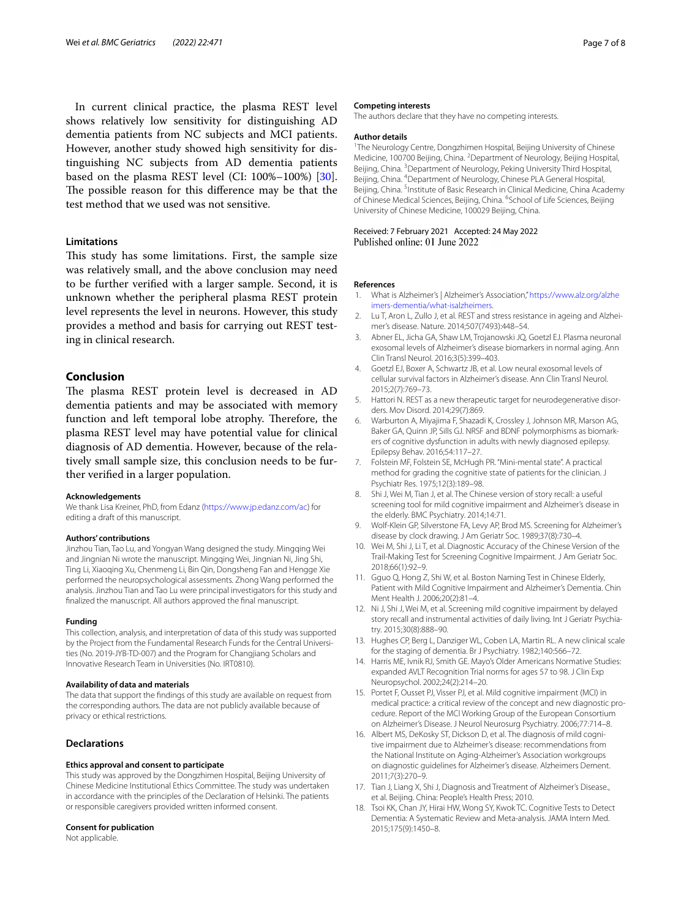In current clinical practice, the plasma REST level shows relatively low sensitivity for distinguishing AD dementia patients from NC subjects and MCI patients. However, another study showed high sensitivity for distinguishing NC subjects from AD dementia patients based on the plasma REST level (CI: 100%–100%) [30]. The possible reason for this difference may be that the test method that we used was not sensitive.

### Limitations

This study has some limitations. First, the sample size was relatively small, and the above conclusion may need to be further verified with a larger sample. Second, it is unknown whether the peripheral plasma REST protein level represents the level in neurons. However, this study provides a method and basis for carrying out REST testing in clinical research.

## Conclusion

The plasma REST protein level is decreased in AD dementia patients and may be associated with memory function and left temporal lobe atrophy. Therefore, the plasma REST level may have potential value for clinical diagnosis of AD dementia. However, because of the relatively small sample size, this conclusion needs to be further verified in a larger population.

#### Acknowledgements

We thank Lisa Kreiner, PhD, from Edanz (https://www.jp.edanz.com/ac) for editing a draft of this manuscript.

#### Authors' contributions

Jinzhou Tian, Tao Lu, and Yongyan Wang designed the study. Mingqing Wei and Jingnian Ni wrote the manuscript. Mingqing Wei, Jingnian Ni, Jing Shi, Ting Li, Xiaoqing Xu, Chenmeng Li, Bin Qin, Dongsheng Fan and Hengge Xie performed the neuropsychological assessments. Zhong Wang performed the analysis. Jinzhou Tian and Tao Lu were principal investigators for this study and finalized the manuscript. All authors approved the final manuscript.

#### Funding

This collection, analysis, and interpretation of data of this study was supported by the Project from the Fundamental Research Funds for the Central Universities (No. 2019-JYB-TD-007) and the Program for Changjiang Scholars and Innovative Research Team in Universities (No. IRT0810).

#### Availability of data and materials

The data that support the findings of this study are available on request from the corresponding authors. The data are not publicly available because of privacy or ethical restrictions.

### Declarations

#### Ethics approval and consent to participate

This study was approved by the Dongzhimen Hospital, Beijing University of Chinese Medicine Institutional Ethics Committee. The study was undertaken in accordance with the principles of the Declaration of Helsinki. The patients or responsible caregivers provided written informed consent.

#### Consent for publication

Not applicable.

#### Competing interests

The authors declare that they have no competing interests.

#### Author details

[1]The Neurology Centre, Dongzhimen Hospital, Beijing University of Chinese Medicine, 100700 Beijing, China. [2]Department of Neurology, Beijing Hospital, Beijing, China. [3]Department of Neurology, Peking University Third Hospital, Beijing, China. [4]Department of Neurology, Chinese PLA General Hospital, Beijing, China. [5]Institute of Basic Research in Clinical Medicine, China Academy of Chinese Medical Sciences, Beijing, China. [6]School of Life Sciences, Beijing University of Chinese Medicine, 100029 Beijing, China.

Received: 7 February 2021 Accepted: 24 May 2022
Published online: 01 June 2022

#### References

1. What is Alzheimer's | Alzheimer's Association," https://www.alz.org/alzheimers-dementia/what-isalzheimers.
2. Lu T, Aron L, Zullo J, et al. REST and stress resistance in ageing and Alzheimer's disease. Nature. 2014;507(7493):448–54.
3. Abner EL, Jicha GA, Shaw LM, Trojanowski JQ, Goetzl EJ. Plasma neuronal exosomal levels of Alzheimer's disease biomarkers in normal aging. Ann Clin Transl Neurol. 2016;3(5):399–403.
4. Goetzl EJ, Boxer A, Schwartz JB, et al. Low neural exosomal levels of cellular survival factors in Alzheimer's disease. Ann Clin Transl Neurol. 2015;2(7):769–73.
5. Hattori N. REST as a new therapeutic target for neurodegenerative disorders. Mov Disord. 2014;29(7):869.
6. Warburton A, Miyajima F, Shazadi K, Crossley J, Johnson MR, Marson AG, Baker GA, Quinn JP, Sills GJ. NRSF and BDNF polymorphisms as biomarkers of cognitive dysfunction in adults with newly diagnosed epilepsy. Epilepsy Behav. 2016;54:117–27.
7. Folstein MF, Folstein SE, McHugh PR. "Mini-mental state". A practical method for grading the cognitive state of patients for the clinician. J Psychiatr Res. 1975;12(3):189–98.
8. Shi J, Wei M, Tian J, et al. The Chinese version of story recall: a useful screening tool for mild cognitive impairment and Alzheimer's disease in the elderly. BMC Psychiatry. 2014;14:71.
9. Wolf-Klein GP, Silverstone FA, Levy AP, Brod MS. Screening for Alzheimer's disease by clock drawing. J Am Geriatr Soc. 1989;37(8):730–4.
10. Wei M, Shi J, Li T, et al. Diagnostic Accuracy of the Chinese Version of the Trail-Making Test for Screening Cognitive Impairment. J Am Geriatr Soc. 2018;66(1):92–9.
11. Gguo Q, Hong Z, Shi W, et al. Boston Naming Test in Chinese Elderly, Patient with Mild Cognitive Impairment and Alzheimer's Dementia. Chin Ment Health J. 2006;20(2):81–4.
12. Ni J, Shi J, Wei M, et al. Screening mild cognitive impairment by delayed story recall and instrumental activities of daily living. Int J Geriatr Psychiatry. 2015;30(8):888–90.
13. Hughes CP, Berg L, Danziger WL, Coben LA, Martin RL. A new clinical scale for the staging of dementia. Br J Psychiatry. 1982;140:566–72.
14. Harris ME, Ivnik RJ, Smith GE. Mayo's Older Americans Normative Studies: expanded AVLT Recognition Trial norms for ages 57 to 98. J Clin Exp Neuropsychol. 2002;24(2):214–20.
15. Portet F, Ousset PJ, Visser PJ, et al. Mild cognitive impairment (MCI) in medical practice: a critical review of the concept and new diagnostic procedure. Report of the MCI Working Group of the European Consortium on Alzheimer's Disease. J Neurol Neurosurg Psychiatry. 2006;77:714–8.
16. Albert MS, DeKosky ST, Dickson D, et al. The diagnosis of mild cognitive impairment due to Alzheimer's disease: recommendations from the National Institute on Aging-Alzheimer's Association workgroups on diagnostic guidelines for Alzheimer's disease. Alzheimers Dement. 2011;7(3):270–9.
17. Tian J, Liang X, Shi J, Diagnosis and Treatment of Alzheimer's Disease., et al. Beijing. China: People's Health Press; 2010.
18. Tsoi KK, Chan JY, Hirai HW, Wong SY, Kwok TC. Cognitive Tests to Detect Dementia: A Systematic Review and Meta-analysis. JAMA Intern Med. 2015;175(9):1450–8.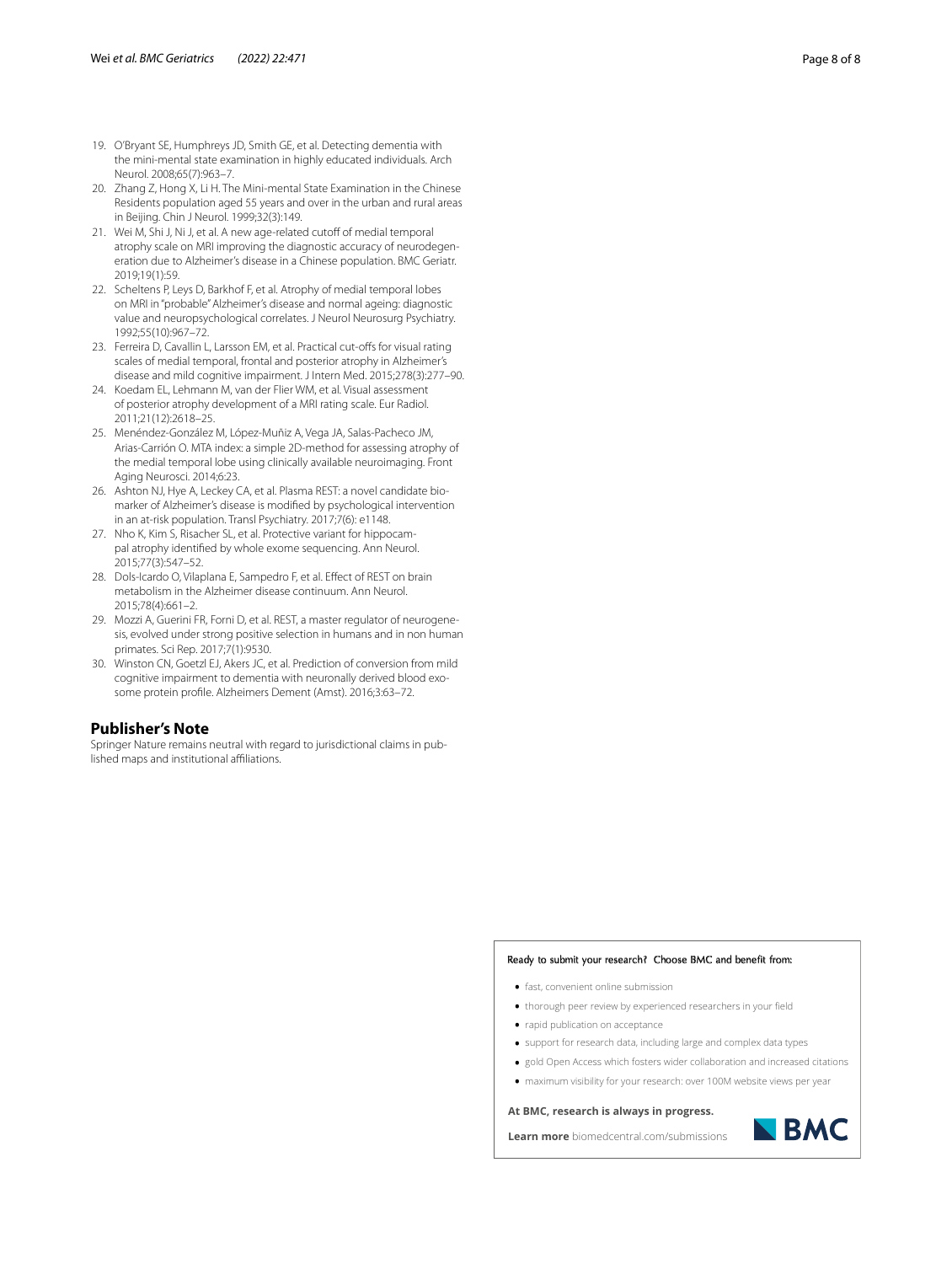19. O'Bryant SE, Humphreys JD, Smith GE, et al. Detecting dementia with the mini-mental state examination in highly educated individuals. Arch Neurol. 2008;65(7):963–7.
20. Zhang Z, Hong X, Li H. The Mini-mental State Examination in the Chinese Residents population aged 55 years and over in the urban and rural areas in Beijing. Chin J Neurol. 1999;32(3):149.
21. Wei M, Shi J, Ni J, et al. A new age-related cutoff of medial temporal atrophy scale on MRI improving the diagnostic accuracy of neurodegeneration due to Alzheimer's disease in a Chinese population. BMC Geriatr. 2019;19(1):59.
22. Scheltens P, Leys D, Barkhof F, et al. Atrophy of medial temporal lobes on MRI in "probable" Alzheimer's disease and normal ageing: diagnostic value and neuropsychological correlates. J Neurol Neurosurg Psychiatry. 1992;55(10):967–72.
23. Ferreira D, Cavallin L, Larsson EM, et al. Practical cut-offs for visual rating scales of medial temporal, frontal and posterior atrophy in Alzheimer's disease and mild cognitive impairment. J Intern Med. 2015;278(3):277–90.
24. Koedam EL, Lehmann M, van der Flier WM, et al. Visual assessment of posterior atrophy development of a MRI rating scale. Eur Radiol. 2011;21(12):2618–25.
25. Menéndez-González M, López-Muñiz A, Vega JA, Salas-Pacheco JM, Arias-Carrión O. MTA index: a simple 2D-method for assessing atrophy of the medial temporal lobe using clinically available neuroimaging. Front Aging Neurosci. 2014;6:23.
26. Ashton NJ, Hye A, Leckey CA, et al. Plasma REST: a novel candidate biomarker of Alzheimer's disease is modified by psychological intervention in an at-risk population. Transl Psychiatry. 2017;7(6): e1148.
27. Nho K, Kim S, Risacher SL, et al. Protective variant for hippocampal atrophy identified by whole exome sequencing. Ann Neurol. 2015;77(3):547–52.
28. Dols-Icardo O, Vilaplana E, Sampedro F, et al. Effect of REST on brain metabolism in the Alzheimer disease continuum. Ann Neurol. 2015;78(4):661–2.
29. Mozzi A, Guerini FR, Forni D, et al. REST, a master regulator of neurogenesis, evolved under strong positive selection in humans and in non human primates. Sci Rep. 2017;7(1):9530.
30. Winston CN, Goetzl EJ, Akers JC, et al. Prediction of conversion from mild cognitive impairment to dementia with neuronally derived blood exosome protein profile. Alzheimers Dement (Amst). 2016;3:63–72.

## Publisher's Note

Springer Nature remains neutral with regard to jurisdictional claims in published maps and institutional affiliations.

Ready to submit your research? Choose BMC and benefit from:

- fast, convenient online submission
- thorough peer review by experienced researchers in your field
- rapid publication on acceptance
- support for research data, including large and complex data types
- gold Open Access which fosters wider collaboration and increased citations
- maximum visibility for your research: over 100M website views per year

**At BMC, research is always in progress.**

**Learn more** biomedcentral.com/submissions

BMC